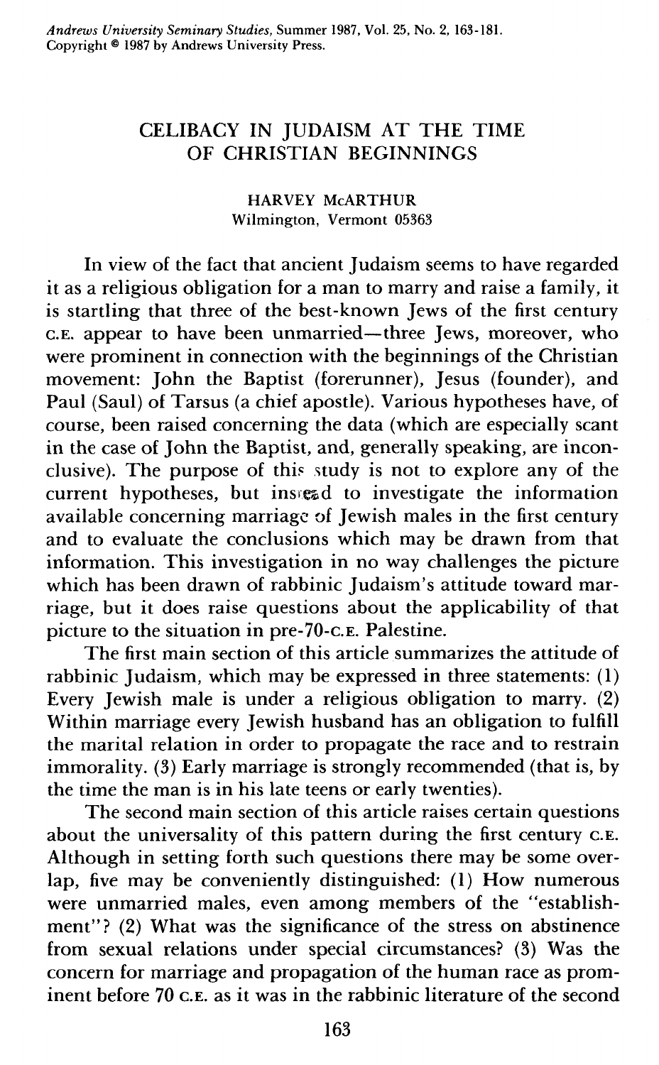# CELIBACY IN JUDAISM AT THE TIME OF CHRISTIAN BEGINNINGS

HARVEY McARTHUR
Wilmington, Vermont 05363

In view of the fact that ancient Judaism seems to have regarded it as a religious obligation for a man to marry and raise a family, it is startling that three of the best-known Jews of the first century C.E. appear to have been unmarried—three Jews, moreover, who were prominent in connection with the beginnings of the Christian movement: John the Baptist (forerunner), Jesus (founder), and Paul (Saul) of Tarsus (a chief apostle). Various hypotheses have, of course, been raised concerning the data (which are especially scant in the case of John the Baptist, and, generally speaking, are inconclusive). The purpose of this study is not to explore any of the current hypotheses, but instead to investigate the information available concerning marriage of Jewish males in the first century and to evaluate the conclusions which may be drawn from that information. This investigation in no way challenges the picture which has been drawn of rabbinic Judaism's attitude toward marriage, but it does raise questions about the applicability of that picture to the situation in pre-70-C.E. Palestine.

The first main section of this article summarizes the attitude of rabbinic Judaism, which may be expressed in three statements: (1) Every Jewish male is under a religious obligation to marry. (2) Within marriage every Jewish husband has an obligation to fulfill the marital relation in order to propagate the race and to restrain immorality. (3) Early marriage is strongly recommended (that is, by the time the man is in his late teens or early twenties).

The second main section of this article raises certain questions about the universality of this pattern during the first century C.E. Although in setting forth such questions there may be some overlap, five may be conveniently distinguished: (1) How numerous were unmarried males, even among members of the "establishment"? (2) What was the significance of the stress on abstinence from sexual relations under special circumstances? (3) Was the concern for marriage and propagation of the human race as prominent before 70 C.E. as it was in the rabbinic literature of the second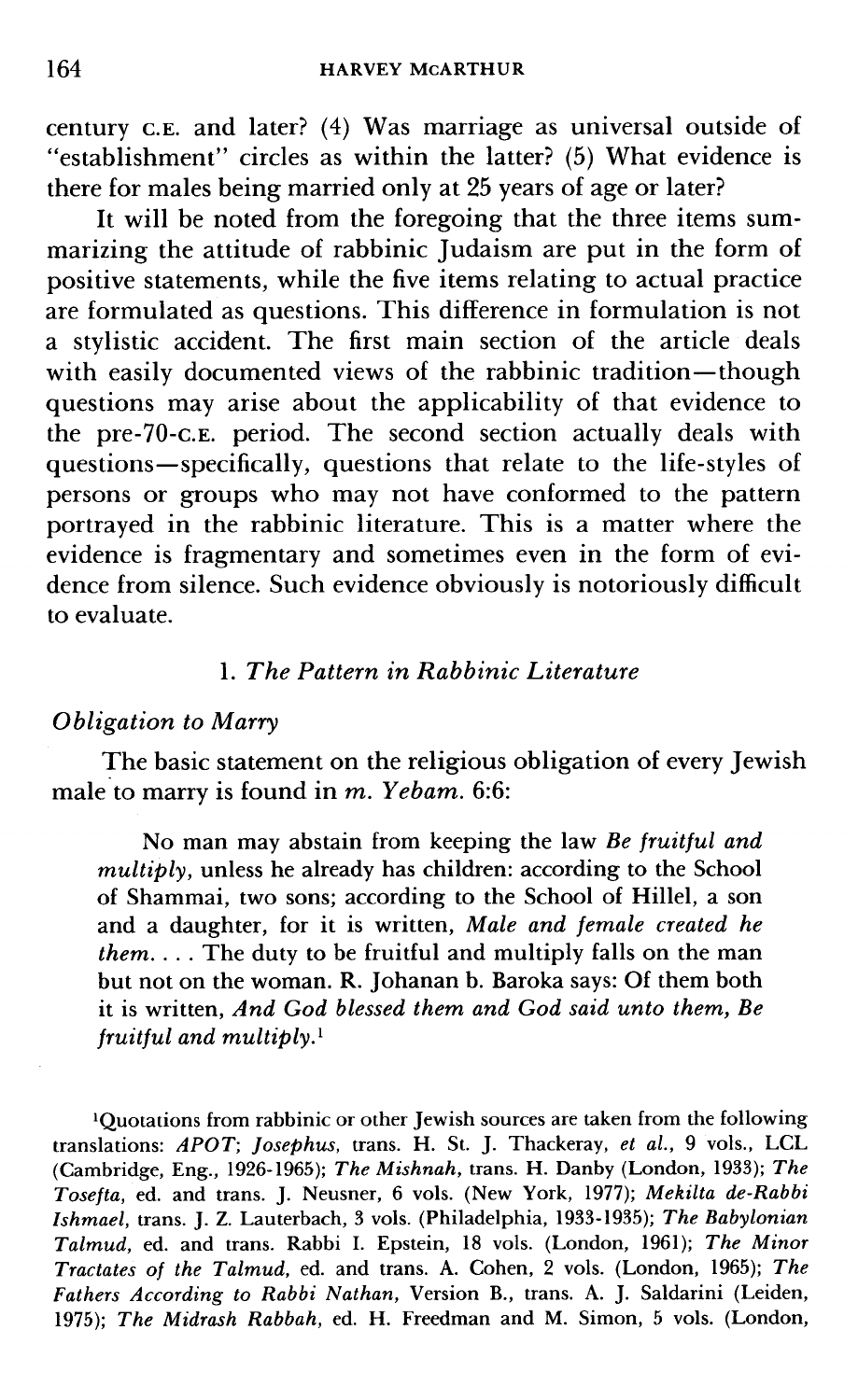century C.E. and later? (4) Was marriage as universal outside of "establishment" circles as within the latter? (5) What evidence is there for males being married only at 25 years of age or later?

It will be noted from the foregoing that the three items summarizing the attitude of rabbinic Judaism are put in the form of positive statements, while the five items relating to actual practice are formulated as questions. This difference in formulation is not a stylistic accident. The first main section of the article deals with easily documented views of the rabbinic tradition—though questions may arise about the applicability of that evidence to the pre-70-C.E. period. The second section actually deals with questions—specifically, questions that relate to the life-styles of persons or groups who may not have conformed to the pattern portrayed in the rabbinic literature. This is a matter where the evidence is fragmentary and sometimes even in the form of evidence from silence. Such evidence obviously is notoriously difficult to evaluate.

## 1. *The Pattern in Rabbinic Literature*

### *Obligation to Marry*

The basic statement on the religious obligation of every Jewish male to marry is found in *m. Yebam.* 6:6:

> No man may abstain from keeping the law *Be fruitful and multiply,* unless he already has children: according to the School of Shammai, two sons; according to the School of Hillel, a son and a daughter, for it is written, *Male and female created he them.* . . . The duty to be fruitful and multiply falls on the man but not on the woman. R. Johanan b. Baroka says: Of them both it is written, *And God blessed them and God said unto them, Be fruitful and multiply.*[1]

[1]Quotations from rabbinic or other Jewish sources are taken from the following translations: *APOT*; *Josephus*, trans. H. St. J. Thackeray, *et al.*, 9 vols., LCL (Cambridge, Eng., 1926-1965); *The Mishnah*, trans. H. Danby (London, 1933); *The Tosefta*, ed. and trans. J. Neusner, 6 vols. (New York, 1977); *Mekilta de-Rabbi Ishmael*, trans. J. Z. Lauterbach, 3 vols. (Philadelphia, 1933-1935); *The Babylonian Talmud*, ed. and trans. Rabbi I. Epstein, 18 vols. (London, 1961); *The Minor Tractates of the Talmud*, ed. and trans. A. Cohen, 2 vols. (London, 1965); *The Fathers According to Rabbi Nathan*, Version B., trans. A. J. Saldarini (Leiden, 1975); *The Midrash Rabbah*, ed. H. Freedman and M. Simon, 5 vols. (London,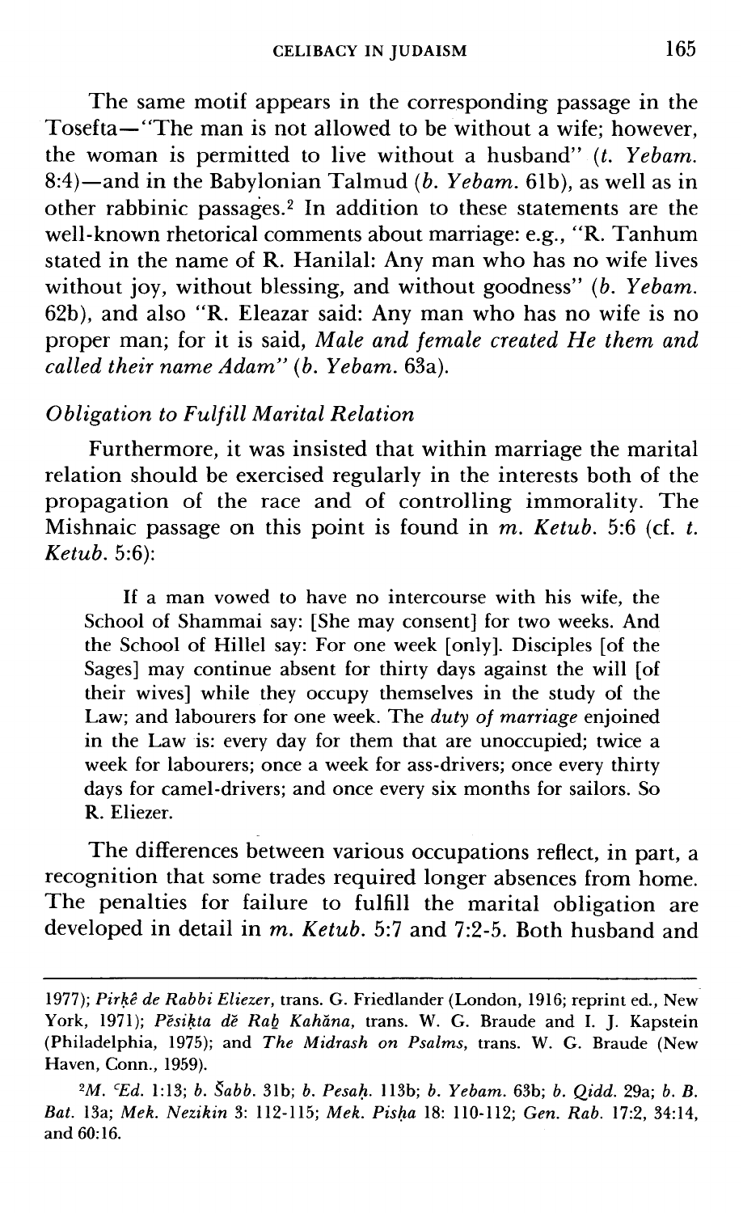The same motif appears in the corresponding passage in the Tosefta—"The man is not allowed to be without a wife; however, the woman is permitted to live without a husband" (*t. Yebam.* 8:4)—and in the Babylonian Talmud (*b. Yebam.* 61b), as well as in other rabbinic passages.[2] In addition to these statements are the well-known rhetorical comments about marriage: e.g., "R. Tanhum stated in the name of R. Hanilal: Any man who has no wife lives without joy, without blessing, and without goodness" (*b. Yebam.* 62b), and also "R. Eleazar said: Any man who has no wife is no proper man; for it is said, *Male and female created He them and called their name Adam*" (*b. Yebam.* 63a).

### *Obligation to Fulfill Marital Relation*

Furthermore, it was insisted that within marriage the marital relation should be exercised regularly in the interests both of the propagation of the race and of controlling immorality. The Mishnaic passage on this point is found in *m. Ketub.* 5:6 (cf. *t. Ketub.* 5:6):

> If a man vowed to have no intercourse with his wife, the School of Shammai say: [She may consent] for two weeks. And the School of Hillel say: For one week [only]. Disciples [of the Sages] may continue absent for thirty days against the will [of their wives] while they occupy themselves in the study of the Law; and labourers for one week. The *duty of marriage* enjoined in the Law is: every day for them that are unoccupied; twice a week for labourers; once a week for ass-drivers; once every thirty days for camel-drivers; and once every six months for sailors. So R. Eliezer.

The differences between various occupations reflect, in part, a recognition that some trades required longer absences from home. The penalties for failure to fulfill the marital obligation are developed in detail in *m. Ketub.* 5:7 and 7:2-5. Both husband and

---

1977); *Pirḳê de Rabbi Eliezer*, trans. G. Friedlander (London, 1916; reprint ed., New York, 1971); *Pĕsiḳta dĕ Raḇ Kahăna*, trans. W. G. Braude and I. J. Kapstein (Philadelphia, 1975); and *The Midrash on Psalms*, trans. W. G. Braude (New Haven, Conn., 1959).

[2] *M. ʿEd.* 1:13; *b. Šabb.* 31b; *b. Pesaḥ.* 113b; *b. Yebam.* 63b; *b. Qidd.* 29a; *b. B. Bat.* 13a; *Mek. Nezikin* 3: 112-115; *Mek. Pisḥa* 18: 110-112; *Gen. Rab.* 17:2, 34:14, and 60:16.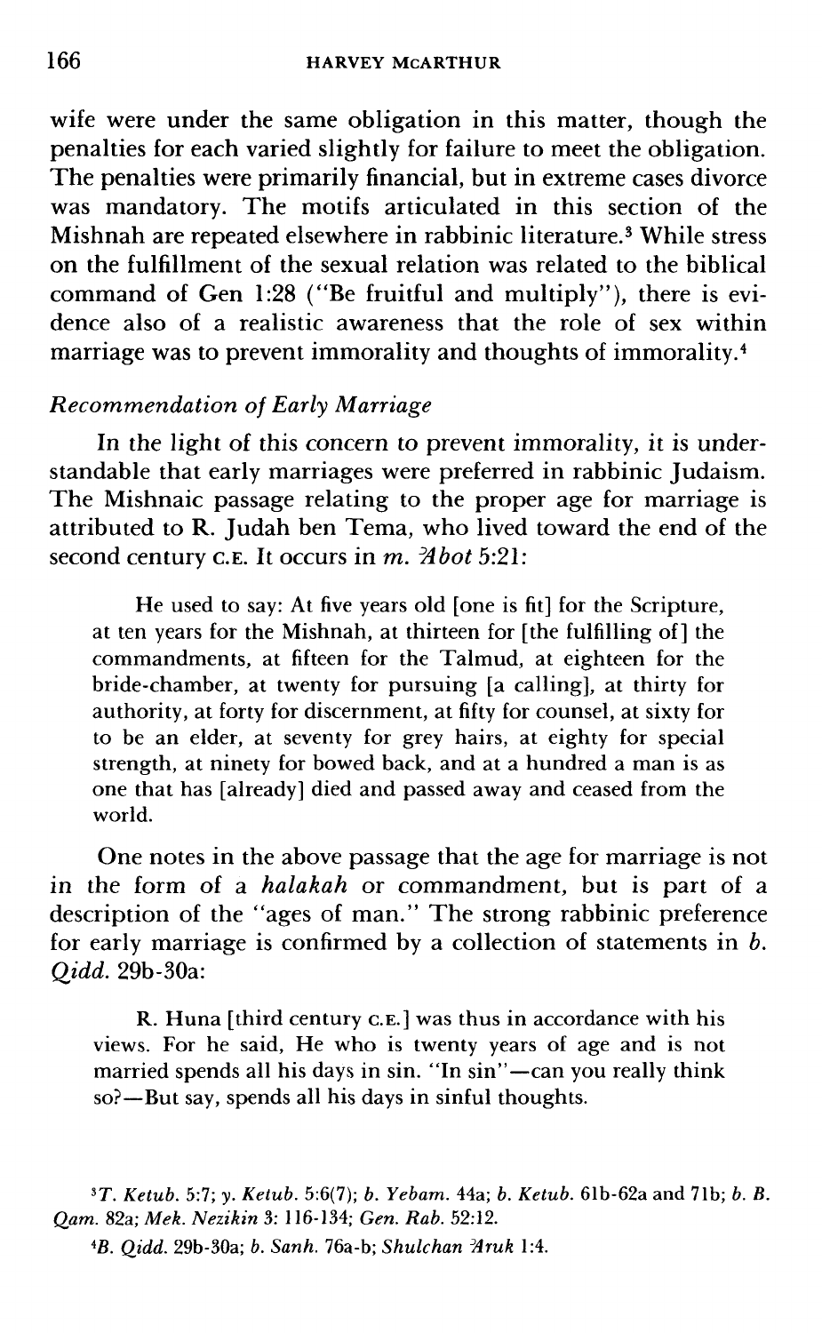wife were under the same obligation in this matter, though the penalties for each varied slightly for failure to meet the obligation. The penalties were primarily financial, but in extreme cases divorce was mandatory. The motifs articulated in this section of the Mishnah are repeated elsewhere in rabbinic literature.[3] While stress on the fulfillment of the sexual relation was related to the biblical command of Gen 1:28 ("Be fruitful and multiply"), there is evidence also of a realistic awareness that the role of sex within marriage was to prevent immorality and thoughts of immorality.[4]

*Recommendation of Early Marriage*

In the light of this concern to prevent immorality, it is understandable that early marriages were preferred in rabbinic Judaism. The Mishnaic passage relating to the proper age for marriage is attributed to R. Judah ben Tema, who lived toward the end of the second century C.E. It occurs in *m. ʾAbot* 5:21:

> He used to say: At five years old [one is fit] for the Scripture, at ten years for the Mishnah, at thirteen for [the fulfilling of] the commandments, at fifteen for the Talmud, at eighteen for the bride-chamber, at twenty for pursuing [a calling], at thirty for authority, at forty for discernment, at fifty for counsel, at sixty for to be an elder, at seventy for grey hairs, at eighty for special strength, at ninety for bowed back, and at a hundred a man is as one that has [already] died and passed away and ceased from the world.

One notes in the above passage that the age for marriage is not in the form of a *halakah* or commandment, but is part of a description of the "ages of man." The strong rabbinic preference for early marriage is confirmed by a collection of statements in *b. Qidd.* 29b-30a:

> R. Huna [third century C.E.] was thus in accordance with his views. For he said, He who is twenty years of age and is not married spends all his days in sin. "In sin"—can you really think so?—But say, spends all his days in sinful thoughts.

[3] *T. Ketub.* 5:7; *y. Ketub.* 5:6(7); *b. Yebam.* 44a; *b. Ketub.* 61b-62a and 71b; *b. B. Qam.* 82a; *Mek. Nezikin* 3: 116-134; *Gen. Rab.* 52:12.

[4] *B. Qidd.* 29b-30a; *b. Sanh.* 76a-b; *Shulchan ʾAruk* 1:4.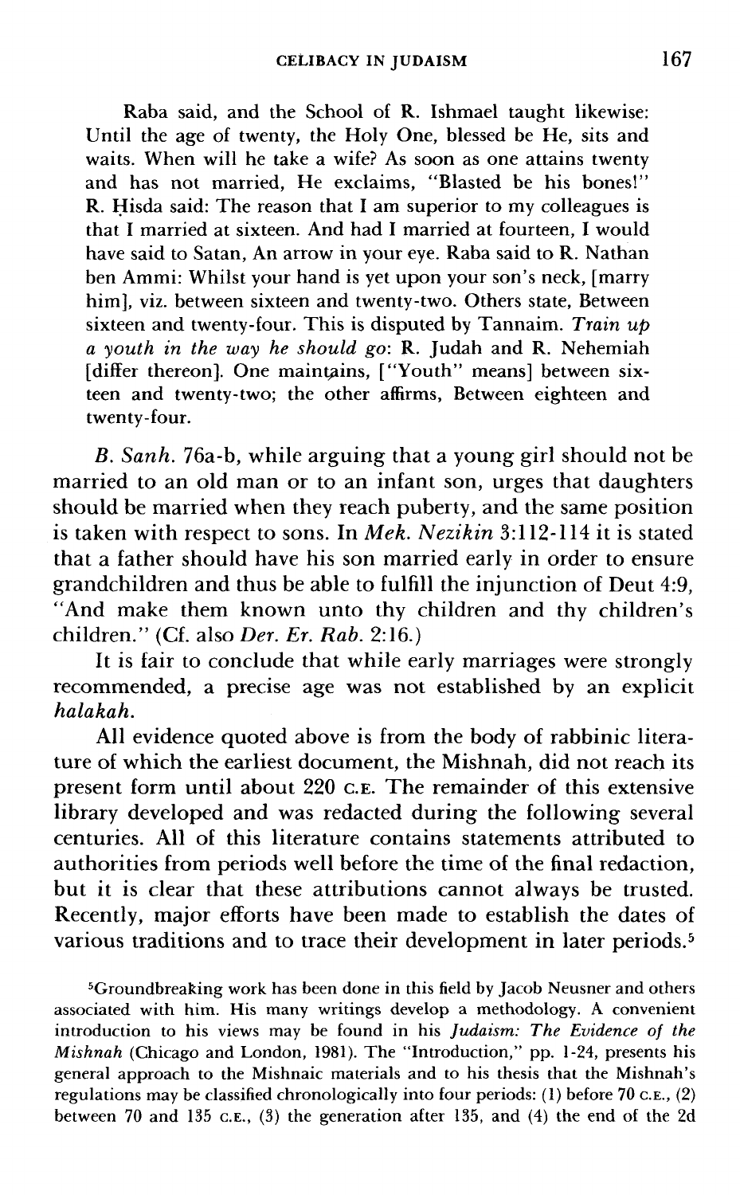Raba said, and the School of R. Ishmael taught likewise: Until the age of twenty, the Holy One, blessed be He, sits and waits. When will he take a wife? As soon as one attains twenty and has not married, He exclaims, "Blasted be his bones!" R. Ḥisda said: The reason that I am superior to my colleagues is that I married at sixteen. And had I married at fourteen, I would have said to Satan, An arrow in your eye. Raba said to R. Nathan ben Ammi: Whilst your hand is yet upon your son's neck, [marry him], viz. between sixteen and twenty-two. Others state, Between sixteen and twenty-four. This is disputed by Tannaim. *Train up a youth in the way he should go*: R. Judah and R. Nehemiah [differ thereon]. One maintains, ["Youth" means] between sixteen and twenty-two; the other affirms, Between eighteen and twenty-four.

*B. Sanh.* 76a-b, while arguing that a young girl should not be married to an old man or to an infant son, urges that daughters should be married when they reach puberty, and the same position is taken with respect to sons. In *Mek. Nezikin* 3:112-114 it is stated that a father should have his son married early in order to ensure grandchildren and thus be able to fulfill the injunction of Deut 4:9, "And make them known unto thy children and thy children's children." (Cf. also *Der. Er. Rab.* 2:16.)

It is fair to conclude that while early marriages were strongly recommended, a precise age was not established by an explicit *halakah*.

All evidence quoted above is from the body of rabbinic literature of which the earliest document, the Mishnah, did not reach its present form until about 220 C.E. The remainder of this extensive library developed and was redacted during the following several centuries. All of this literature contains statements attributed to authorities from periods well before the time of the final redaction, but it is clear that these attributions cannot always be trusted. Recently, major efforts have been made to establish the dates of various traditions and to trace their development in later periods.[5]

[5]Groundbreaking work has been done in this field by Jacob Neusner and others associated with him. His many writings develop a methodology. A convenient introduction to his views may be found in his *Judaism: The Evidence of the Mishnah* (Chicago and London, 1981). The "Introduction," pp. 1-24, presents his general approach to the Mishnaic materials and to his thesis that the Mishnah's regulations may be classified chronologically into four periods: (1) before 70 C.E., (2) between 70 and 135 C.E., (3) the generation after 135, and (4) the end of the 2d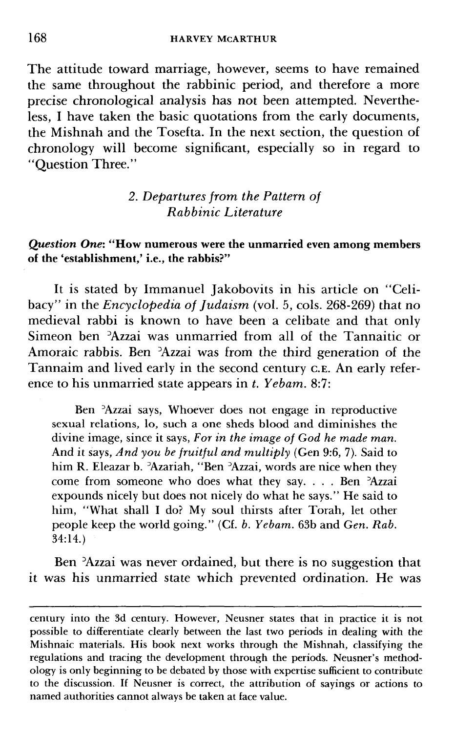The attitude toward marriage, however, seems to have remained the same throughout the rabbinic period, and therefore a more precise chronological analysis has not been attempted. Nevertheless, I have taken the basic quotations from the early documents, the Mishnah and the Tosefta. In the next section, the question of chronology will become significant, especially so in regard to "Question Three."

## 2. *Departures from the Pattern of Rabbinic Literature*

***Question One*: "How numerous were the unmarried even among members of the 'establishment,' i.e., the rabbis?"**

It is stated by Immanuel Jakobovits in his article on "Celibacy" in the *Encyclopedia of Judaism* (vol. 5, cols. 268-269) that no medieval rabbi is known to have been a celibate and that only Simeon ben ʾAzzai was unmarried from all of the Tannaitic or Amoraic rabbis. Ben ʾAzzai was from the third generation of the Tannaim and lived early in the second century C.E. An early reference to his unmarried state appears in *t. Yebam.* 8:7:

> Ben ʾAzzai says, Whoever does not engage in reproductive sexual relations, lo, such a one sheds blood and diminishes the divine image, since it says, *For in the image of God he made man.* And it says, *And you be fruitful and multiply* (Gen 9:6, 7). Said to him R. Eleazar b. ʾAzariah, "Ben ʾAzzai, words are nice when they come from someone who does what they say. . . . Ben ʾAzzai expounds nicely but does not nicely do what he says." He said to him, "What shall I do? My soul thirsts after Torah, let other people keep the world going." (Cf. *b. Yebam.* 63b and *Gen. Rab.* 34:14.)

Ben ʾAzzai was never ordained, but there is no suggestion that it was his unmarried state which prevented ordination. He was

century into the 3d century. However, Neusner states that in practice it is not possible to differentiate clearly between the last two periods in dealing with the Mishnaic materials. His book next works through the Mishnah, classifying the regulations and tracing the development through the periods. Neusner's methodology is only beginning to be debated by those with expertise sufficient to contribute to the discussion. If Neusner is correct, the attribution of sayings or actions to named authorities cannot always be taken at face value.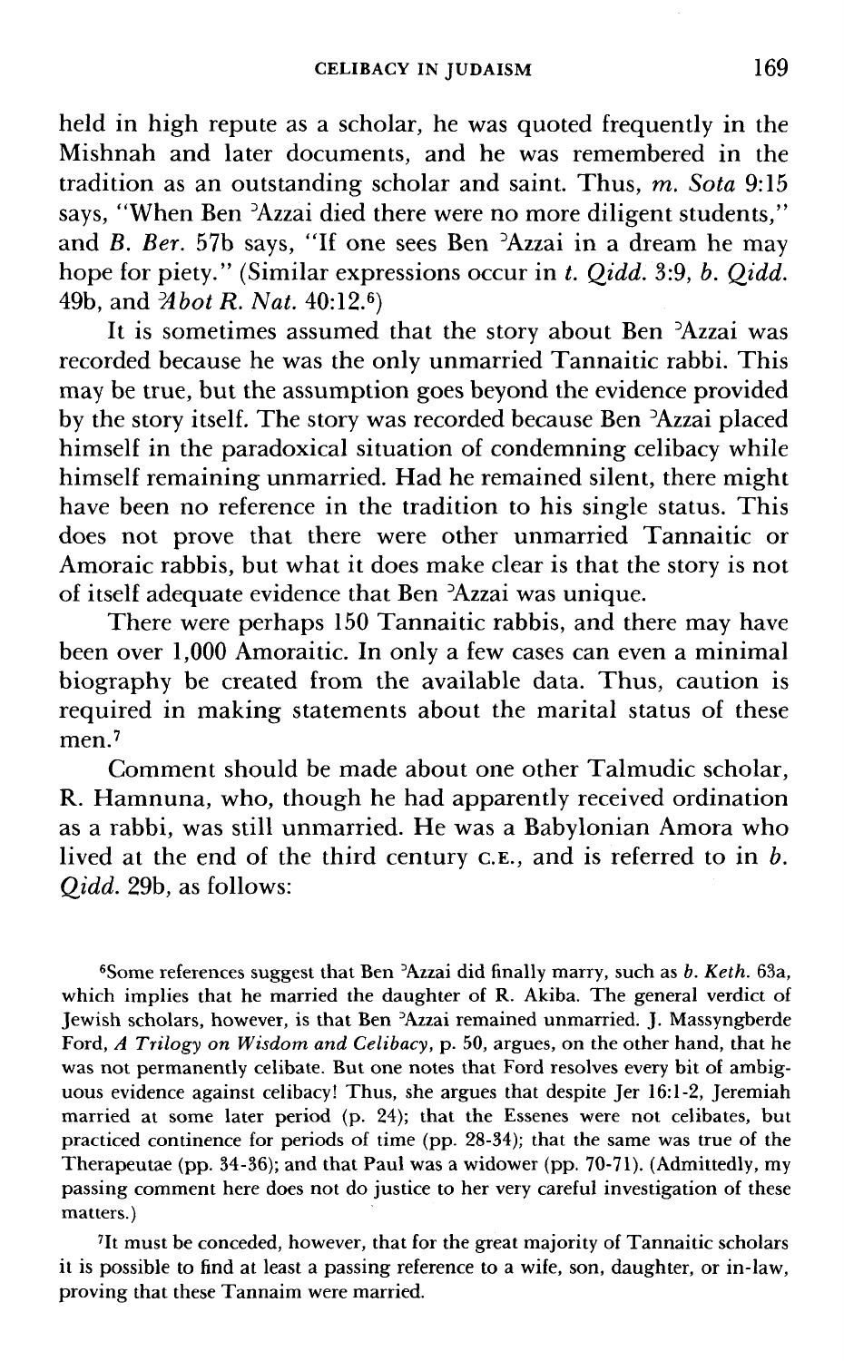held in high repute as a scholar, he was quoted frequently in the Mishnah and later documents, and he was remembered in the tradition as an outstanding scholar and saint. Thus, *m. Sota* 9:15 says, "When Ben ᵓAzzai died there were no more diligent students," and *B. Ber.* 57b says, "If one sees Ben ᵓAzzai in a dream he may hope for piety." (Similar expressions occur in *t. Qidd.* 3:9, *b. Qidd.* 49b, and *ᵓAbot R. Nat.* 40:12.[6])

It is sometimes assumed that the story about Ben ᵓAzzai was recorded because he was the only unmarried Tannaitic rabbi. This may be true, but the assumption goes beyond the evidence provided by the story itself. The story was recorded because Ben ᵓAzzai placed himself in the paradoxical situation of condemning celibacy while himself remaining unmarried. Had he remained silent, there might have been no reference in the tradition to his single status. This does not prove that there were other unmarried Tannaitic or Amoraic rabbis, but what it does make clear is that the story is not of itself adequate evidence that Ben ᵓAzzai was unique.

There were perhaps 150 Tannaitic rabbis, and there may have been over 1,000 Amoraitic. In only a few cases can even a minimal biography be created from the available data. Thus, caution is required in making statements about the marital status of these men.[7]

Comment should be made about one other Talmudic scholar, R. Hamnuna, who, though he had apparently received ordination as a rabbi, was still unmarried. He was a Babylonian Amora who lived at the end of the third century C.E., and is referred to in *b. Qidd.* 29b, as follows:

[6]Some references suggest that Ben ᵓAzzai did finally marry, such as *b. Keth.* 63a, which implies that he married the daughter of R. Akiba. The general verdict of Jewish scholars, however, is that Ben ᵓAzzai remained unmarried. J. Massyngberde Ford, *A Trilogy on Wisdom and Celibacy*, p. 50, argues, on the other hand, that he was not permanently celibate. But one notes that Ford resolves every bit of ambiguous evidence against celibacy! Thus, she argues that despite Jer 16:1-2, Jeremiah married at some later period (p. 24); that the Essenes were not celibates, but practiced continence for periods of time (pp. 28-34); that the same was true of the Therapeutae (pp. 34-36); and that Paul was a widower (pp. 70-71). (Admittedly, my passing comment here does not do justice to her very careful investigation of these matters.)

[7]It must be conceded, however, that for the great majority of Tannaitic scholars it is possible to find at least a passing reference to a wife, son, daughter, or in-law, proving that these Tannaim were married.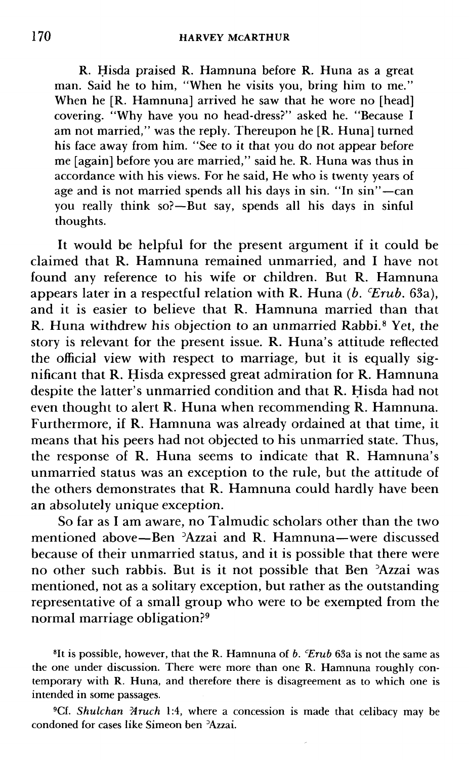R. Ḥisda praised R. Hamnuna before R. Huna as a great man. Said he to him, "When he visits you, bring him to me." When he [R. Hamnuna] arrived he saw that he wore no [head] covering. "Why have you no head-dress?" asked he. "Because I am not married," was the reply. Thereupon he [R. Huna] turned his face away from him. "See to it that you do not appear before me [again] before you are married," said he. R. Huna was thus in accordance with his views. For he said, He who is twenty years of age and is not married spends all his days in sin. "In sin"—can you really think so?—But say, spends all his days in sinful thoughts.

It would be helpful for the present argument if it could be claimed that R. Hamnuna remained unmarried, and I have not found any reference to his wife or children. But R. Hamnuna appears later in a respectful relation with R. Huna (*b. ʿErub.* 63a), and it is easier to believe that R. Hamnuna married than that R. Huna withdrew his objection to an unmarried Rabbi.[8] Yet, the story is relevant for the present issue. R. Huna's attitude reflected the official view with respect to marriage, but it is equally significant that R. Ḥisda expressed great admiration for R. Hamnuna despite the latter's unmarried condition and that R. Ḥisda had not even thought to alert R. Huna when recommending R. Hamnuna. Furthermore, if R. Hamnuna was already ordained at that time, it means that his peers had not objected to his unmarried state. Thus, the response of R. Huna seems to indicate that R. Hamnuna's unmarried status was an exception to the rule, but the attitude of the others demonstrates that R. Hamnuna could hardly have been an absolutely unique exception.

So far as I am aware, no Talmudic scholars other than the two mentioned above—Ben ʾAzzai and R. Hamnuna—were discussed because of their unmarried status, and it is possible that there were no other such rabbis. But is it not possible that Ben ʾAzzai was mentioned, not as a solitary exception, but rather as the outstanding representative of a small group who were to be exempted from the normal marriage obligation?[9]

[8]It is possible, however, that the R. Hamnuna of *b. ʿErub* 63a is not the same as the one under discussion. There were more than one R. Hamnuna roughly contemporary with R. Huna, and therefore there is disagreement as to which one is intended in some passages.

[9]Cf. *Shulchan ʾAruch* 1:4, where a concession is made that celibacy may be condoned for cases like Simeon ben ʾAzzai.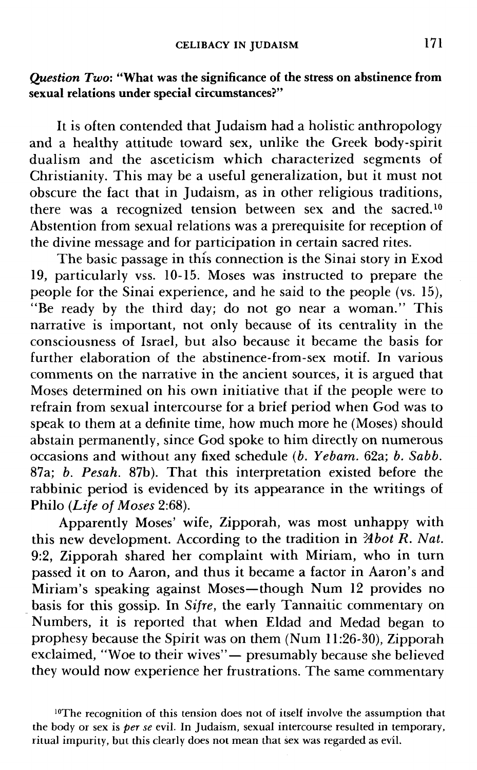*Question Two*: **"What was the significance of the stress on abstinence from sexual relations under special circumstances?"**

It is often contended that Judaism had a holistic anthropology and a healthy attitude toward sex, unlike the Greek body-spirit dualism and the asceticism which characterized segments of Christianity. This may be a useful generalization, but it must not obscure the fact that in Judaism, as in other religious traditions, there was a recognized tension between sex and the sacred.[10] Abstention from sexual relations was a prerequisite for reception of the divine message and for participation in certain sacred rites.

The basic passage in this connection is the Sinai story in Exod 19, particularly vss. 10-15. Moses was instructed to prepare the people for the Sinai experience, and he said to the people (vs. 15), "Be ready by the third day; do not go near a woman." This narrative is important, not only because of its centrality in the consciousness of Israel, but also because it became the basis for further elaboration of the abstinence-from-sex motif. In various comments on the narrative in the ancient sources, it is argued that Moses determined on his own initiative that if the people were to refrain from sexual intercourse for a brief period when God was to speak to them at a definite time, how much more he (Moses) should abstain permanently, since God spoke to him directly on numerous occasions and without any fixed schedule (*b. Yebam.* 62a; *b. Sabb.* 87a; *b. Pesah.* 87b). That this interpretation existed before the rabbinic period is evidenced by its appearance in the writings of Philo (*Life of Moses* 2:68).

Apparently Moses' wife, Zipporah, was most unhappy with this new development. According to the tradition in *ʾAbot R. Nat.* 9:2, Zipporah shared her complaint with Miriam, who in turn passed it on to Aaron, and thus it became a factor in Aaron's and Miriam's speaking against Moses—though Num 12 provides no basis for this gossip. In *Sifre*, the early Tannaitic commentary on Numbers, it is reported that when Eldad and Medad began to prophesy because the Spirit was on them (Num 11:26-30), Zipporah exclaimed, "Woe to their wives"— presumably because she believed they would now experience her frustrations. The same commentary

[10]The recognition of this tension does not of itself involve the assumption that the body or sex is *per se* evil. In Judaism, sexual intercourse resulted in temporary, ritual impurity, but this clearly does not mean that sex was regarded as evil.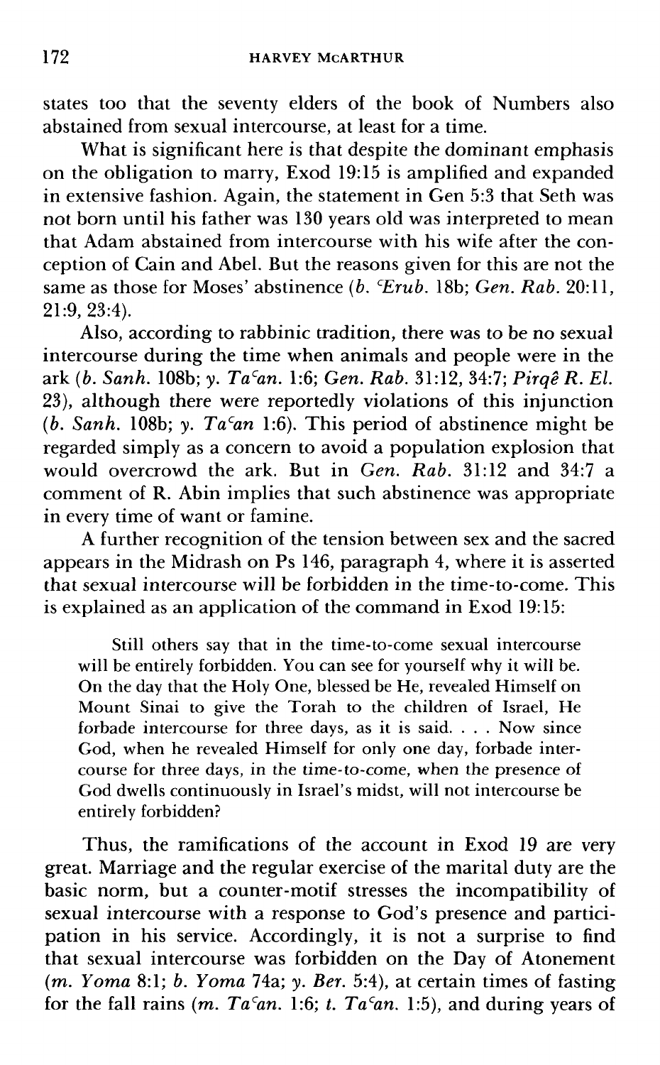states too that the seventy elders of the book of Numbers also abstained from sexual intercourse, at least for a time.

What is significant here is that despite the dominant emphasis on the obligation to marry, Exod 19:15 is amplified and expanded in extensive fashion. Again, the statement in Gen 5:3 that Seth was not born until his father was 130 years old was interpreted to mean that Adam abstained from intercourse with his wife after the conception of Cain and Abel. But the reasons given for this are not the same as those for Moses' abstinence (*b. ʿErub.* 18b; *Gen. Rab.* 20:11, 21:9, 23:4).

Also, according to rabbinic tradition, there was to be no sexual intercourse during the time when animals and people were in the ark (*b. Sanh.* 108b; *y. Taʿan.* 1:6; *Gen. Rab.* 31:12, 34:7; *Pirqê R. El.* 23), although there were reportedly violations of this injunction (*b. Sanh.* 108b; *y. Taʿan* 1:6). This period of abstinence might be regarded simply as a concern to avoid a population explosion that would overcrowd the ark. But in *Gen. Rab.* 31:12 and 34:7 a comment of R. Abin implies that such abstinence was appropriate in every time of want or famine.

A further recognition of the tension between sex and the sacred appears in the Midrash on Ps 146, paragraph 4, where it is asserted that sexual intercourse will be forbidden in the time-to-come. This is explained as an application of the command in Exod 19:15:

> Still others say that in the time-to-come sexual intercourse will be entirely forbidden. You can see for yourself why it will be. On the day that the Holy One, blessed be He, revealed Himself on Mount Sinai to give the Torah to the children of Israel, He forbade intercourse for three days, as it is said. . . . Now since God, when he revealed Himself for only one day, forbade intercourse for three days, in the time-to-come, when the presence of God dwells continuously in Israel's midst, will not intercourse be entirely forbidden?

Thus, the ramifications of the account in Exod 19 are very great. Marriage and the regular exercise of the marital duty are the basic norm, but a counter-motif stresses the incompatibility of sexual intercourse with a response to God's presence and participation in his service. Accordingly, it is not a surprise to find that sexual intercourse was forbidden on the Day of Atonement (*m. Yoma* 8:1; *b. Yoma* 74a; *y. Ber.* 5:4), at certain times of fasting for the fall rains (*m. Taʿan.* 1:6; *t. Taʿan.* 1:5), and during years of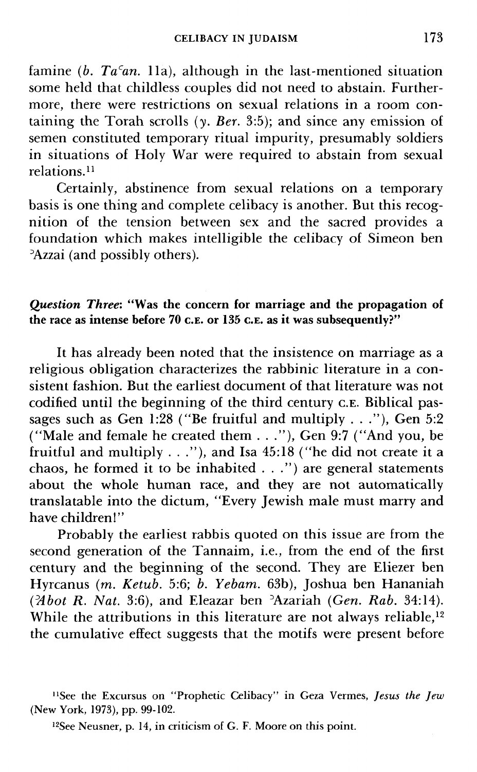famine (*b. Taʿan.* 11a), although in the last-mentioned situation some held that childless couples did not need to abstain. Furthermore, there were restrictions on sexual relations in a room containing the Torah scrolls (*y. Ber.* 3:5); and since any emission of semen constituted temporary ritual impurity, presumably soldiers in situations of Holy War were required to abstain from sexual relations.[11]

Certainly, abstinence from sexual relations on a temporary basis is one thing and complete celibacy is another. But this recognition of the tension between sex and the sacred provides a foundation which makes intelligible the celibacy of Simeon ben ʾAzzai (and possibly others).

***Question Three*: "Was the concern for marriage and the propagation of the race as intense before 70 C.E. or 135 C.E. as it was subsequently?"**

It has already been noted that the insistence on marriage as a religious obligation characterizes the rabbinic literature in a consistent fashion. But the earliest document of that literature was not codified until the beginning of the third century C.E. Biblical passages such as Gen 1:28 ("Be fruitful and multiply . . ."), Gen 5:2 ("Male and female he created them . . ."), Gen 9:7 ("And you, be fruitful and multiply . . ."), and Isa 45:18 ("he did not create it a chaos, he formed it to be inhabited . . .") are general statements about the whole human race, and they are not automatically translatable into the dictum, "Every Jewish male must marry and have children!"

Probably the earliest rabbis quoted on this issue are from the second generation of the Tannaim, i.e., from the end of the first century and the beginning of the second. They are Eliezer ben Hyrcanus (*m. Ketub.* 5:6; *b. Yebam.* 63b), Joshua ben Hananiah (*ʾAbot R. Nat.* 3:6), and Eleazar ben ʾAzariah (*Gen. Rab.* 34:14). While the attributions in this literature are not always reliable,[12] the cumulative effect suggests that the motifs were present before

[11]See the Excursus on "Prophetic Celibacy" in Geza Vermes, *Jesus the Jew* (New York, 1973), pp. 99-102.

[12]See Neusner, p. 14, in criticism of G. F. Moore on this point.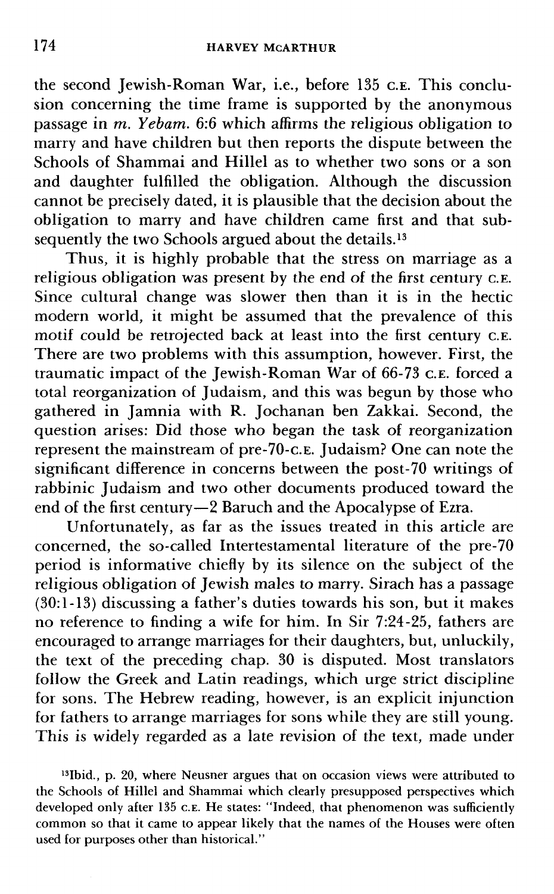the second Jewish-Roman War, i.e., before 135 C.E. This conclusion concerning the time frame is supported by the anonymous passage in *m. Yebam.* 6:6 which affirms the religious obligation to marry and have children but then reports the dispute between the Schools of Shammai and Hillel as to whether two sons or a son and daughter fulfilled the obligation. Although the discussion cannot be precisely dated, it is plausible that the decision about the obligation to marry and have children came first and that subsequently the two Schools argued about the details.[13]

Thus, it is highly probable that the stress on marriage as a religious obligation was present by the end of the first century C.E. Since cultural change was slower then than it is in the hectic modern world, it might be assumed that the prevalence of this motif could be retrojected back at least into the first century C.E. There are two problems with this assumption, however. First, the traumatic impact of the Jewish-Roman War of 66-73 C.E. forced a total reorganization of Judaism, and this was begun by those who gathered in Jamnia with R. Jochanan ben Zakkai. Second, the question arises: Did those who began the task of reorganization represent the mainstream of pre-70-C.E. Judaism? One can note the significant difference in concerns between the post-70 writings of rabbinic Judaism and two other documents produced toward the end of the first century—2 Baruch and the Apocalypse of Ezra.

Unfortunately, as far as the issues treated in this article are concerned, the so-called Intertestamental literature of the pre-70 period is informative chiefly by its silence on the subject of the religious obligation of Jewish males to marry. Sirach has a passage (30:1-13) discussing a father's duties towards his son, but it makes no reference to finding a wife for him. In Sir 7:24-25, fathers are encouraged to arrange marriages for their daughters, but, unluckily, the text of the preceding chap. 30 is disputed. Most translators follow the Greek and Latin readings, which urge strict discipline for sons. The Hebrew reading, however, is an explicit injunction for fathers to arrange marriages for sons while they are still young. This is widely regarded as a late revision of the text, made under

[13]Ibid., p. 20, where Neusner argues that on occasion views were attributed to the Schools of Hillel and Shammai which clearly presupposed perspectives which developed only after 135 C.E. He states: "Indeed, that phenomenon was sufficiently common so that it came to appear likely that the names of the Houses were often used for purposes other than historical."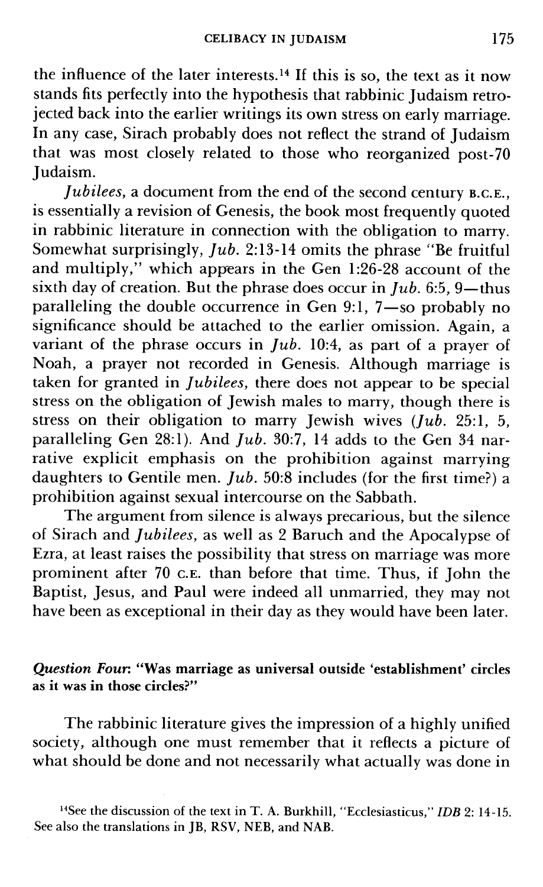the influence of the later interests.[14] If this is so, the text as it now stands fits perfectly into the hypothesis that rabbinic Judaism retrojected back into the earlier writings its own stress on early marriage. In any case, Sirach probably does not reflect the strand of Judaism that was most closely related to those who reorganized post-70 Judaism.

*Jubilees*, a document from the end of the second century B.C.E., is essentially a revision of Genesis, the book most frequently quoted in rabbinic literature in connection with the obligation to marry. Somewhat surprisingly, *Jub.* 2:13-14 omits the phrase "Be fruitful and multiply," which appears in the Gen 1:26-28 account of the sixth day of creation. But the phrase does occur in *Jub.* 6:5, 9—thus paralleling the double occurrence in Gen 9:1, 7—so probably no significance should be attached to the earlier omission. Again, a variant of the phrase occurs in *Jub.* 10:4, as part of a prayer of Noah, a prayer not recorded in Genesis. Although marriage is taken for granted in *Jubilees*, there does not appear to be special stress on the obligation of Jewish males to marry, though there is stress on their obligation to marry Jewish wives (*Jub.* 25:1, 5, paralleling Gen 28:1). And *Jub.* 30:7, 14 adds to the Gen 34 narrative explicit emphasis on the prohibition against marrying daughters to Gentile men. *Jub.* 50:8 includes (for the first time?) a prohibition against sexual intercourse on the Sabbath.

The argument from silence is always precarious, but the silence of Sirach and *Jubilees*, as well as 2 Baruch and the Apocalypse of Ezra, at least raises the possibility that stress on marriage was more prominent after 70 C.E. than before that time. Thus, if John the Baptist, Jesus, and Paul were indeed all unmarried, they may not have been as exceptional in their day as they would have been later.

### *Question Four*: "Was marriage as universal outside 'establishment' circles as it was in those circles?"

The rabbinic literature gives the impression of a highly unified society, although one must remember that it reflects a picture of what should be done and not necessarily what actually was done in

[14] See the discussion of the text in T. A. Burkhill, "Ecclesiasticus," *IDB* 2: 14-15. See also the translations in JB, RSV, NEB, and NAB.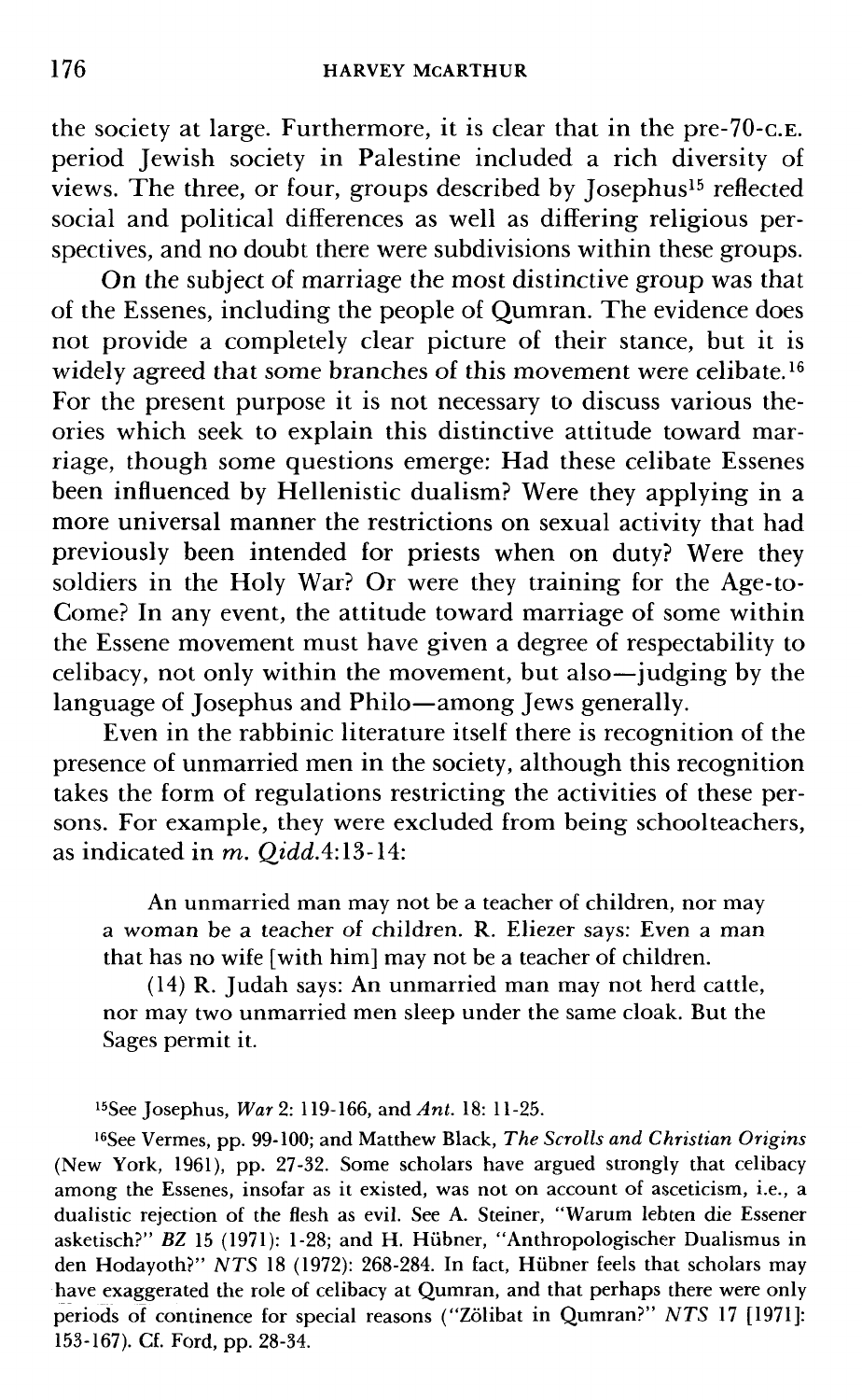the society at large. Furthermore, it is clear that in the pre-70-C.E. period Jewish society in Palestine included a rich diversity of views. The three, or four, groups described by Josephus[15] reflected social and political differences as well as differing religious perspectives, and no doubt there were subdivisions within these groups.

On the subject of marriage the most distinctive group was that of the Essenes, including the people of Qumran. The evidence does not provide a completely clear picture of their stance, but it is widely agreed that some branches of this movement were celibate.[16] For the present purpose it is not necessary to discuss various theories which seek to explain this distinctive attitude toward marriage, though some questions emerge: Had these celibate Essenes been influenced by Hellenistic dualism? Were they applying in a more universal manner the restrictions on sexual activity that had previously been intended for priests when on duty? Were they soldiers in the Holy War? Or were they training for the Age-to-Come? In any event, the attitude toward marriage of some within the Essene movement must have given a degree of respectability to celibacy, not only within the movement, but also—judging by the language of Josephus and Philo—among Jews generally.

Even in the rabbinic literature itself there is recognition of the presence of unmarried men in the society, although this recognition takes the form of regulations restricting the activities of these persons. For example, they were excluded from being schoolteachers, as indicated in *m. Qidd.*4:13-14:

> An unmarried man may not be a teacher of children, nor may a woman be a teacher of children. R. Eliezer says: Even a man that has no wife [with him] may not be a teacher of children.
>
> (14) R. Judah says: An unmarried man may not herd cattle, nor may two unmarried men sleep under the same cloak. But the Sages permit it.

[15] See Josephus, *War* 2: 119-166, and *Ant.* 18: 11-25.

[16] See Vermes, pp. 99-100; and Matthew Black, *The Scrolls and Christian Origins* (New York, 1961), pp. 27-32. Some scholars have argued strongly that celibacy among the Essenes, insofar as it existed, was not on account of asceticism, i.e., a dualistic rejection of the flesh as evil. See A. Steiner, "Warum lebten die Essener asketisch?" *BZ* 15 (1971): 1-28; and H. Hübner, "Anthropologischer Dualismus in den Hodayoth?" *NTS* 18 (1972): 268-284. In fact, Hübner feels that scholars may have exaggerated the role of celibacy at Qumran, and that perhaps there were only periods of continence for special reasons ("Zölibat in Qumran?" *NTS* 17 [1971]: 153-167). Cf. Ford, pp. 28-34.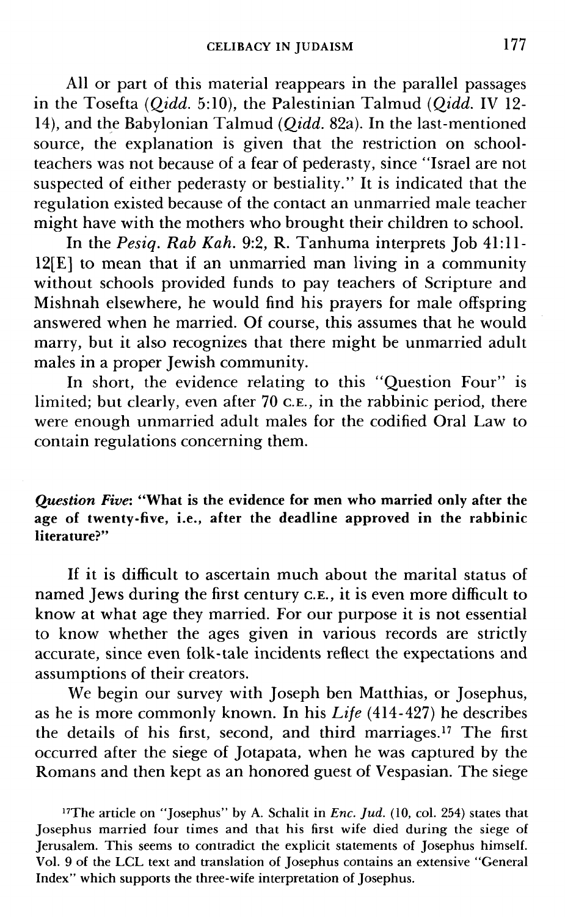All or part of this material reappears in the parallel passages in the Tosefta (*Qidd.* 5:10), the Palestinian Talmud (*Qidd.* IV 12-14), and the Babylonian Talmud (*Qidd.* 82a). In the last-mentioned source, the explanation is given that the restriction on schoolteachers was not because of a fear of pederasty, since "Israel are not suspected of either pederasty or bestiality." It is indicated that the regulation existed because of the contact an unmarried male teacher might have with the mothers who brought their children to school.

In the *Pesiq. Rab Kah.* 9:2, R. Tanhuma interprets Job 41:11-12[E] to mean that if an unmarried man living in a community without schools provided funds to pay teachers of Scripture and Mishnah elsewhere, he would find his prayers for male offspring answered when he married. Of course, this assumes that he would marry, but it also recognizes that there might be unmarried adult males in a proper Jewish community.

In short, the evidence relating to this "Question Four" is limited; but clearly, even after 70 C.E., in the rabbinic period, there were enough unmarried adult males for the codified Oral Law to contain regulations concerning them.

***Question Five*: "What is the evidence for men who married only after the age of twenty-five, i.e., after the deadline approved in the rabbinic literature?"**

If it is difficult to ascertain much about the marital status of named Jews during the first century C.E., it is even more difficult to know at what age they married. For our purpose it is not essential to know whether the ages given in various records are strictly accurate, since even folk-tale incidents reflect the expectations and assumptions of their creators.

We begin our survey with Joseph ben Matthias, or Josephus, as he is more commonly known. In his *Life* (414-427) he describes the details of his first, second, and third marriages.[17] The first occurred after the siege of Jotapata, when he was captured by the Romans and then kept as an honored guest of Vespasian. The siege

[17]The article on "Josephus" by A. Schalit in *Enc. Jud.* (10, col. 254) states that Josephus married four times and that his first wife died during the siege of Jerusalem. This seems to contradict the explicit statements of Josephus himself. Vol. 9 of the LCL text and translation of Josephus contains an extensive "General Index" which supports the three-wife interpretation of Josephus.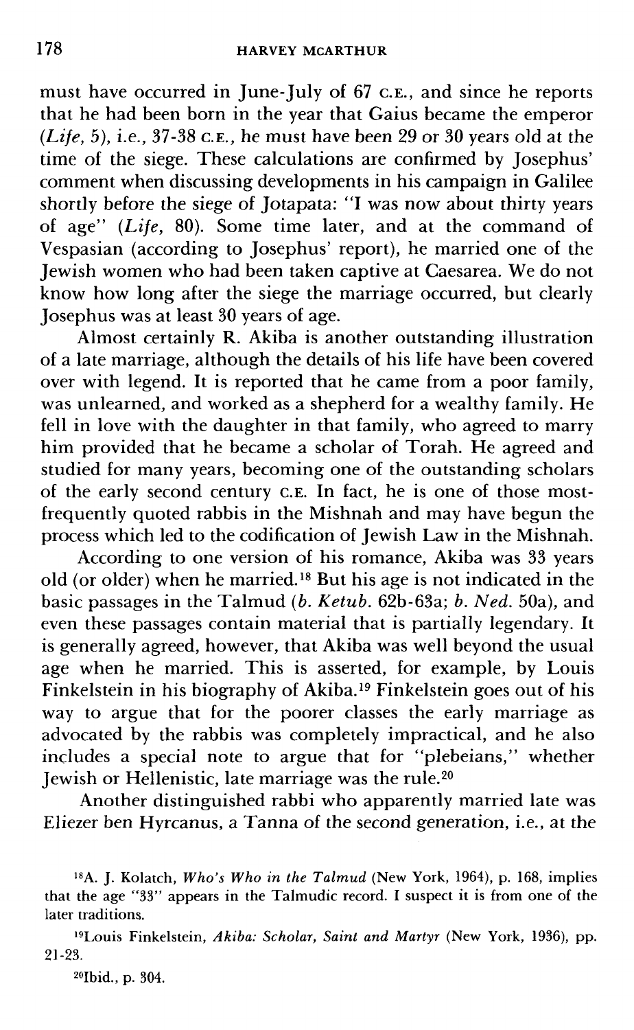must have occurred in June-July of 67 C.E., and since he reports that he had been born in the year that Gaius became the emperor (*Life*, 5), i.e., 37-38 C.E., he must have been 29 or 30 years old at the time of the siege. These calculations are confirmed by Josephus' comment when discussing developments in his campaign in Galilee shortly before the siege of Jotapata: "I was now about thirty years of age" (*Life*, 80). Some time later, and at the command of Vespasian (according to Josephus' report), he married one of the Jewish women who had been taken captive at Caesarea. We do not know how long after the siege the marriage occurred, but clearly Josephus was at least 30 years of age.

Almost certainly R. Akiba is another outstanding illustration of a late marriage, although the details of his life have been covered over with legend. It is reported that he came from a poor family, was unlearned, and worked as a shepherd for a wealthy family. He fell in love with the daughter in that family, who agreed to marry him provided that he became a scholar of Torah. He agreed and studied for many years, becoming one of the outstanding scholars of the early second century C.E. In fact, he is one of those most-frequently quoted rabbis in the Mishnah and may have begun the process which led to the codification of Jewish Law in the Mishnah.

According to one version of his romance, Akiba was 33 years old (or older) when he married.[18] But his age is not indicated in the basic passages in the Talmud (*b. Ketub.* 62b-63a; *b. Ned.* 50a), and even these passages contain material that is partially legendary. It is generally agreed, however, that Akiba was well beyond the usual age when he married. This is asserted, for example, by Louis Finkelstein in his biography of Akiba.[19] Finkelstein goes out of his way to argue that for the poorer classes the early marriage as advocated by the rabbis was completely impractical, and he also includes a special note to argue that for "plebeians," whether Jewish or Hellenistic, late marriage was the rule.[20]

Another distinguished rabbi who apparently married late was Eliezer ben Hyrcanus, a Tanna of the second generation, i.e., at the

[18] A. J. Kolatch, *Who's Who in the Talmud* (New York, 1964), p. 168, implies that the age "33" appears in the Talmudic record. I suspect it is from one of the later traditions.

[19] Louis Finkelstein, *Akiba: Scholar, Saint and Martyr* (New York, 1936), pp. 21-23.

[20] Ibid., p. 304.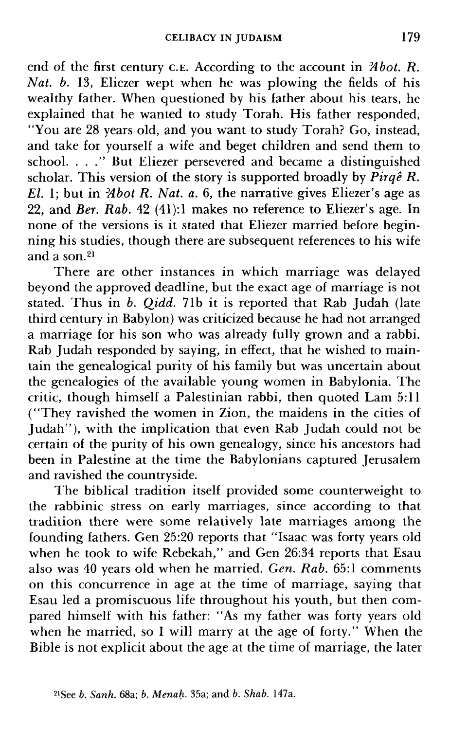end of the first century C.E. According to the account in *ʾAbot. R. Nat. b.* 13, Eliezer wept when he was plowing the fields of his wealthy father. When questioned by his father about his tears, he explained that he wanted to study Torah. His father responded, "You are 28 years old, and you want to study Torah? Go, instead, and take for yourself a wife and beget children and send them to school. . . ." But Eliezer persevered and became a distinguished scholar. This version of the story is supported broadly by *Pirqê R. El.* 1; but in *ʾAbot R. Nat. a.* 6, the narrative gives Eliezer's age as 22, and *Ber. Rab.* 42 (41):1 makes no reference to Eliezer's age. In none of the versions is it stated that Eliezer married before beginning his studies, though there are subsequent references to his wife and a son.[21]

There are other instances in which marriage was delayed beyond the approved deadline, but the exact age of marriage is not stated. Thus in *b. Qidd.* 71b it is reported that Rab Judah (late third century in Babylon) was criticized because he had not arranged a marriage for his son who was already fully grown and a rabbi. Rab Judah responded by saying, in effect, that he wished to maintain the genealogical purity of his family but was uncertain about the genealogies of the available young women in Babylonia. The critic, though himself a Palestinian rabbi, then quoted Lam 5:11 ("They ravished the women in Zion, the maidens in the cities of Judah"), with the implication that even Rab Judah could not be certain of the purity of his own genealogy, since his ancestors had been in Palestine at the time the Babylonians captured Jerusalem and ravished the countryside.

The biblical tradition itself provided some counterweight to the rabbinic stress on early marriages, since according to that tradition there were some relatively late marriages among the founding fathers. Gen 25:20 reports that "Isaac was forty years old when he took to wife Rebekah," and Gen 26:34 reports that Esau also was 40 years old when he married. *Gen. Rab.* 65:1 comments on this concurrence in age at the time of marriage, saying that Esau led a promiscuous life throughout his youth, but then compared himself with his father: "As my father was forty years old when he married, so I will marry at the age of forty." When the Bible is not explicit about the age at the time of marriage, the later

[21] See *b. Sanh.* 68a; *b. Menaḥ.* 35a; and *b. Shab.* 147a.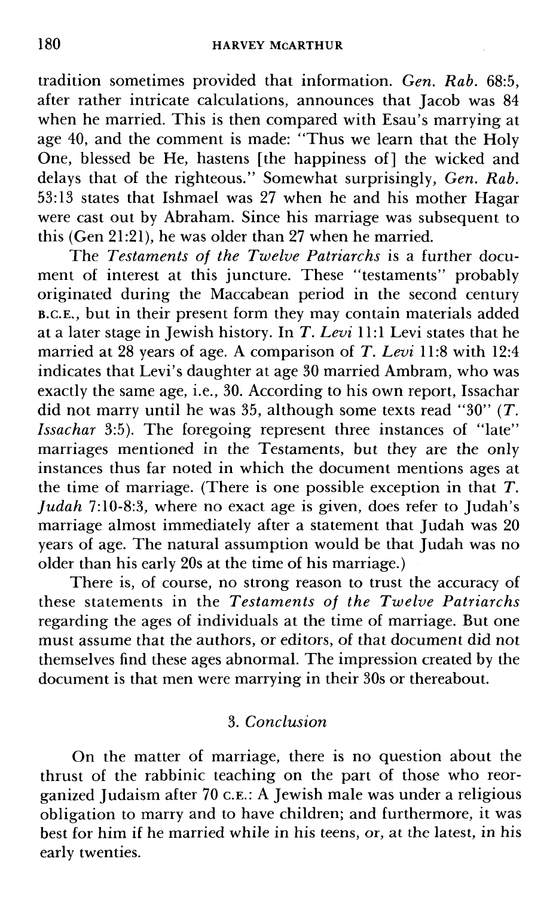tradition sometimes provided that information. *Gen. Rab.* 68:5, after rather intricate calculations, announces that Jacob was 84 when he married. This is then compared with Esau's marrying at age 40, and the comment is made: "Thus we learn that the Holy One, blessed be He, hastens [the happiness of] the wicked and delays that of the righteous." Somewhat surprisingly, *Gen. Rab.* 53:13 states that Ishmael was 27 when he and his mother Hagar were cast out by Abraham. Since his marriage was subsequent to this (Gen 21:21), he was older than 27 when he married.

The *Testaments of the Twelve Patriarchs* is a further document of interest at this juncture. These "testaments" probably originated during the Maccabean period in the second century B.C.E., but in their present form they may contain materials added at a later stage in Jewish history. In *T. Levi* 11:1 Levi states that he married at 28 years of age. A comparison of *T. Levi* 11:8 with 12:4 indicates that Levi's daughter at age 30 married Ambram, who was exactly the same age, i.e., 30. According to his own report, Issachar did not marry until he was 35, although some texts read "30" (*T. Issachar* 3:5). The foregoing represent three instances of "late" marriages mentioned in the Testaments, but they are the only instances thus far noted in which the document mentions ages at the time of marriage. (There is one possible exception in that *T. Judah* 7:10-8:3, where no exact age is given, does refer to Judah's marriage almost immediately after a statement that Judah was 20 years of age. The natural assumption would be that Judah was no older than his early 20s at the time of his marriage.)

There is, of course, no strong reason to trust the accuracy of these statements in the *Testaments of the Twelve Patriarchs* regarding the ages of individuals at the time of marriage. But one must assume that the authors, or editors, of that document did not themselves find these ages abnormal. The impression created by the document is that men were marrying in their 30s or thereabout.

### 3. *Conclusion*

On the matter of marriage, there is no question about the thrust of the rabbinic teaching on the part of those who reorganized Judaism after 70 C.E.: A Jewish male was under a religious obligation to marry and to have children; and furthermore, it was best for him if he married while in his teens, or, at the latest, in his early twenties.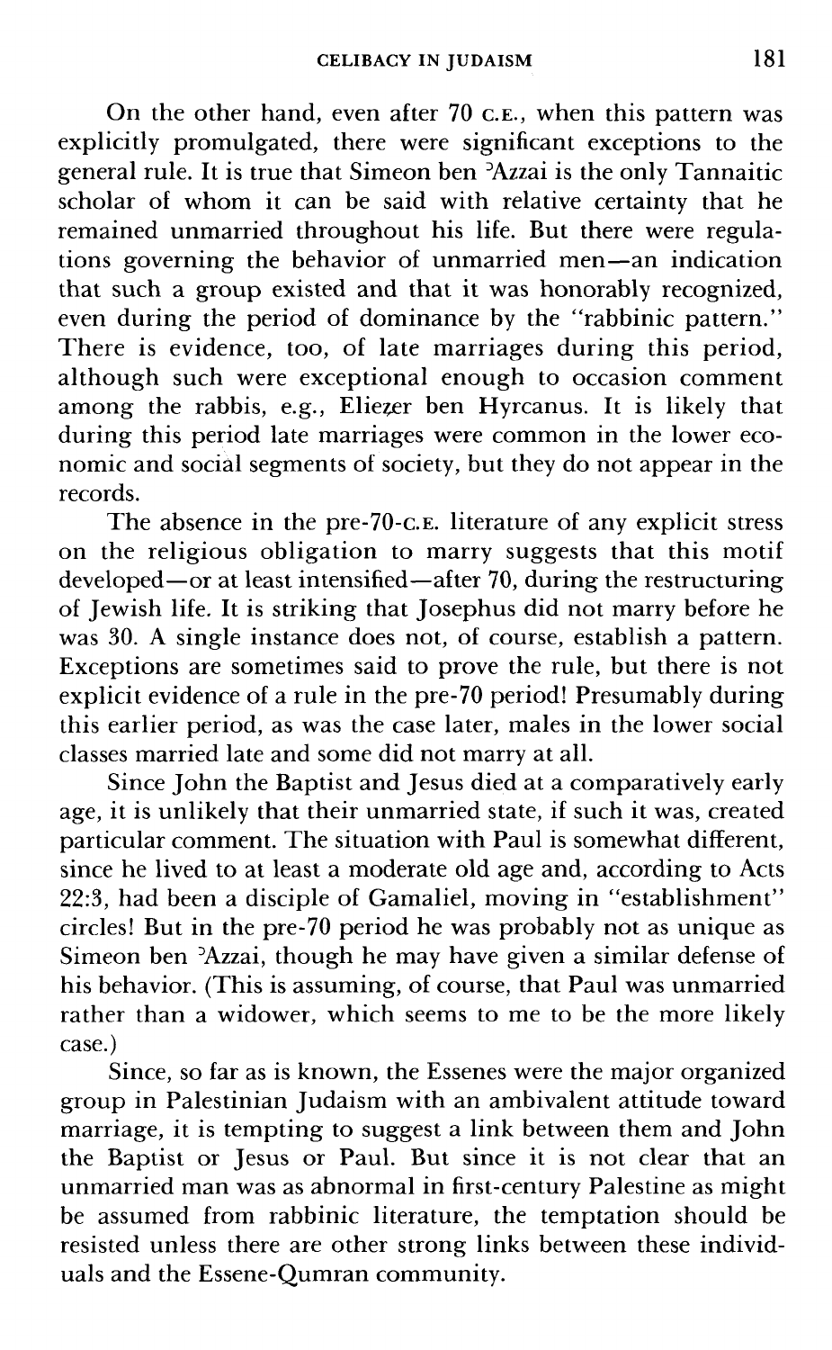On the other hand, even after 70 C.E., when this pattern was explicitly promulgated, there were significant exceptions to the general rule. It is true that Simeon ben ʾAzzai is the only Tannaitic scholar of whom it can be said with relative certainty that he remained unmarried throughout his life. But there were regulations governing the behavior of unmarried men—an indication that such a group existed and that it was honorably recognized, even during the period of dominance by the "rabbinic pattern." There is evidence, too, of late marriages during this period, although such were exceptional enough to occasion comment among the rabbis, e.g., Eliezer ben Hyrcanus. It is likely that during this period late marriages were common in the lower economic and social segments of society, but they do not appear in the records.

The absence in the pre-70-C.E. literature of any explicit stress on the religious obligation to marry suggests that this motif developed—or at least intensified—after 70, during the restructuring of Jewish life. It is striking that Josephus did not marry before he was 30. A single instance does not, of course, establish a pattern. Exceptions are sometimes said to prove the rule, but there is not explicit evidence of a rule in the pre-70 period! Presumably during this earlier period, as was the case later, males in the lower social classes married late and some did not marry at all.

Since John the Baptist and Jesus died at a comparatively early age, it is unlikely that their unmarried state, if such it was, created particular comment. The situation with Paul is somewhat different, since he lived to at least a moderate old age and, according to Acts 22:3, had been a disciple of Gamaliel, moving in "establishment" circles! But in the pre-70 period he was probably not as unique as Simeon ben ʾAzzai, though he may have given a similar defense of his behavior. (This is assuming, of course, that Paul was unmarried rather than a widower, which seems to me to be the more likely case.)

Since, so far as is known, the Essenes were the major organized group in Palestinian Judaism with an ambivalent attitude toward marriage, it is tempting to suggest a link between them and John the Baptist or Jesus or Paul. But since it is not clear that an unmarried man was as abnormal in first-century Palestine as might be assumed from rabbinic literature, the temptation should be resisted unless there are other strong links between these individuals and the Essene-Qumran community.